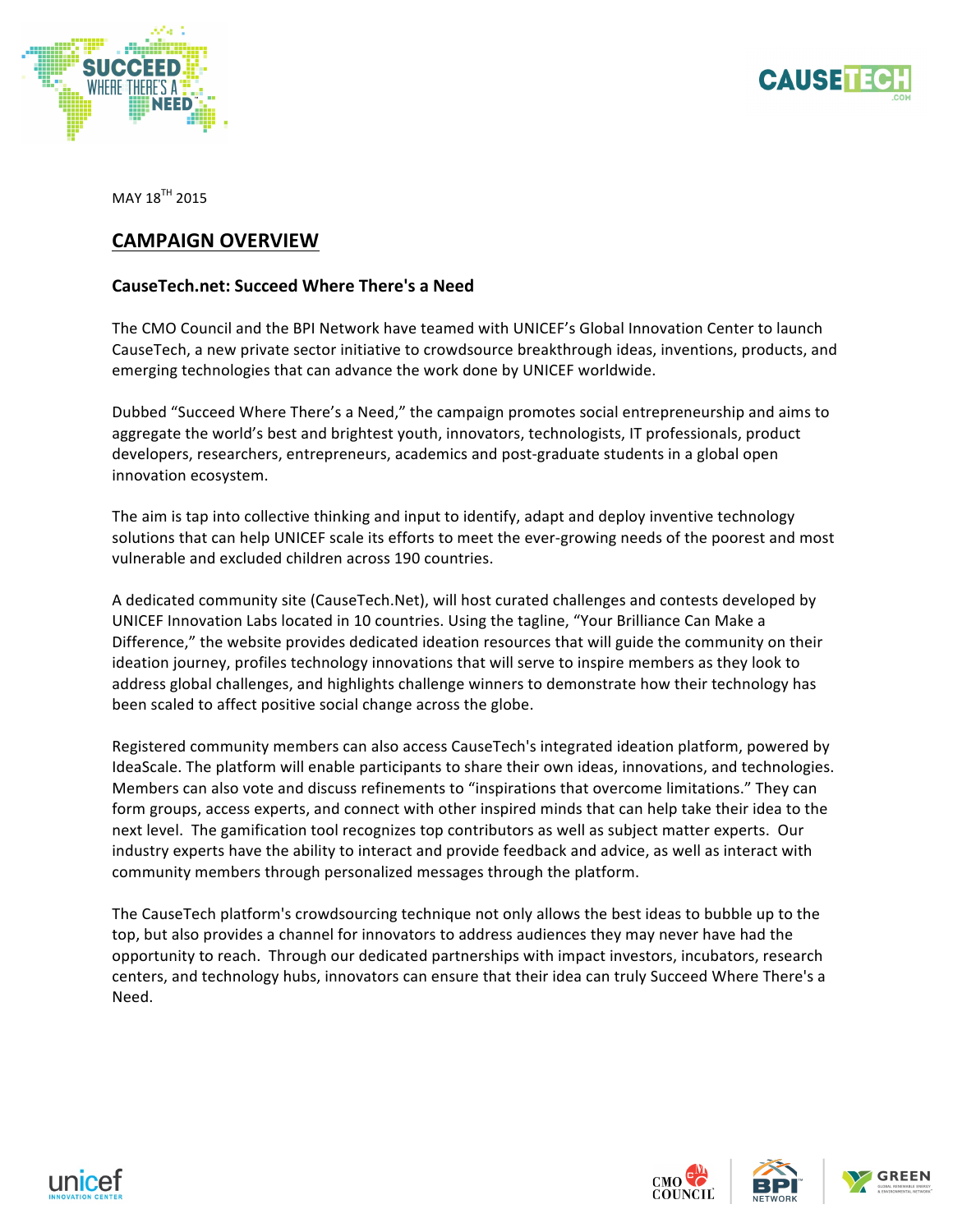MAY 18TH 2015

## CAMPAIGN OVERVIEW

### CauseTech.net: Succeed Where There's a Need

The CMO Council and the BPI Network have teamed with UNICEF's Global Innovation Center to launch CauseTech, a new private sector initiative to crowdsource breakthrough ideas, inventions, products, and emerging technologies that can advance the work done by UNICEF worldwide.

Dubbed "Succeed Where There's a Need," the campaign promotes social entrepreneurship and aims to aggregate the world's best and brightest youth, innovators, technologists, IT professionals, product developers, researchers, entrepreneurs, academics and post-graduate students in a global open innovation ecosystem.

The aim is tap into collective thinking and input to identify, adapt and deploy inventive technology solutions that can help UNICEF scale its efforts to meet the ever-growing needs of the poorest and most vulnerable and excluded children across 190 countries.

A dedicated community site (CauseTech.Net), will host curated challenges and contests developed by UNICEF Innovation Labs located in 10 countries. Using the tagline, "Your Brilliance Can Make a Difference," the website provides dedicated ideation resources that will guide the community on their ideation journey, profiles technology innovations that will serve to inspire members as they look to address global challenges, and highlights challenge winners to demonstrate how their technology has been scaled to affect positive social change across the globe.

Registered community members can also access CauseTech's integrated ideation platform, powered by IdeaScale. The platform will enable participants to share their own ideas, innovations, and technologies. Members can also vote and discuss refinements to "inspirations that overcome limitations." They can form groups, access experts, and connect with other inspired minds that can help take their idea to the next level. The gamification tool recognizes top contributors as well as subject matter experts. Our industry experts have the ability to interact and provide feedback and advice, as well as interact with community members through personalized messages through the platform.

The CauseTech platform's crowdsourcing technique not only allows the best ideas to bubble up to the top, but also provides a channel for innovators to address audiences they may never have had the opportunity to reach. Through our dedicated partnerships with impact investors, incubators, research centers, and technology hubs, innovators can ensure that their idea can truly Succeed Where There's a Need.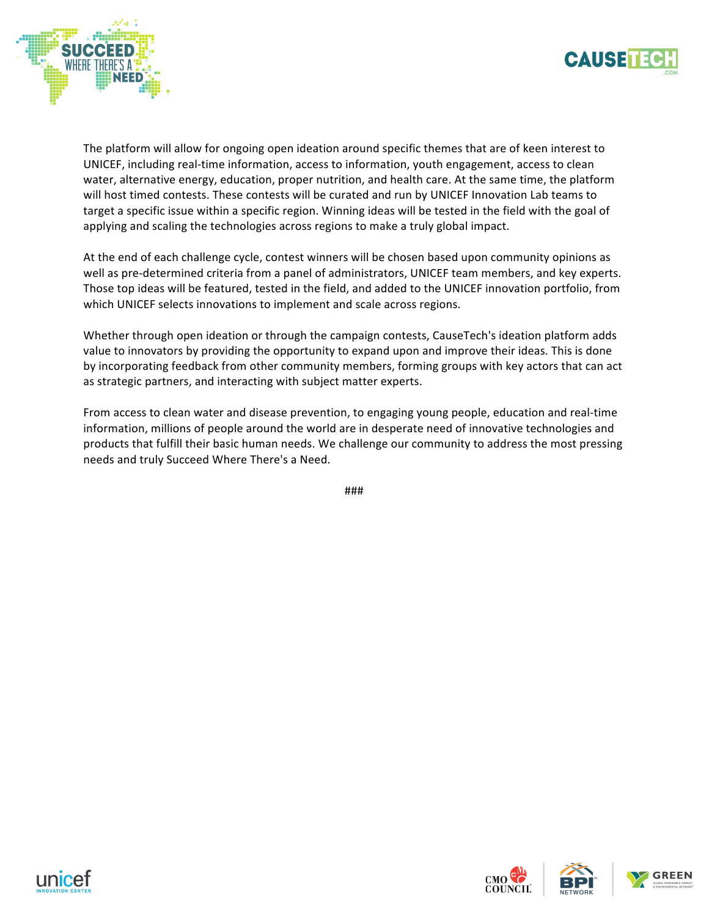The platform will allow for ongoing open ideation around specific themes that are of keen interest to UNICEF, including real-time information, access to information, youth engagement, access to clean water, alternative energy, education, proper nutrition, and health care. At the same time, the platform will host timed contests. These contests will be curated and run by UNICEF Innovation Lab teams to target a specific issue within a specific region. Winning ideas will be tested in the field with the goal of applying and scaling the technologies across regions to make a truly global impact.

At the end of each challenge cycle, contest winners will be chosen based upon community opinions as well as pre-determined criteria from a panel of administrators, UNICEF team members, and key experts. Those top ideas will be featured, tested in the field, and added to the UNICEF innovation portfolio, from which UNICEF selects innovations to implement and scale across regions.

Whether through open ideation or through the campaign contests, CauseTech's ideation platform adds value to innovators by providing the opportunity to expand upon and improve their ideas. This is done by incorporating feedback from other community members, forming groups with key actors that can act as strategic partners, and interacting with subject matter experts.

From access to clean water and disease prevention, to engaging young people, education and real-time information, millions of people around the world are in desperate need of innovative technologies and products that fulfill their basic human needs. We challenge our community to address the most pressing needs and truly Succeed Where There's a Need.

###